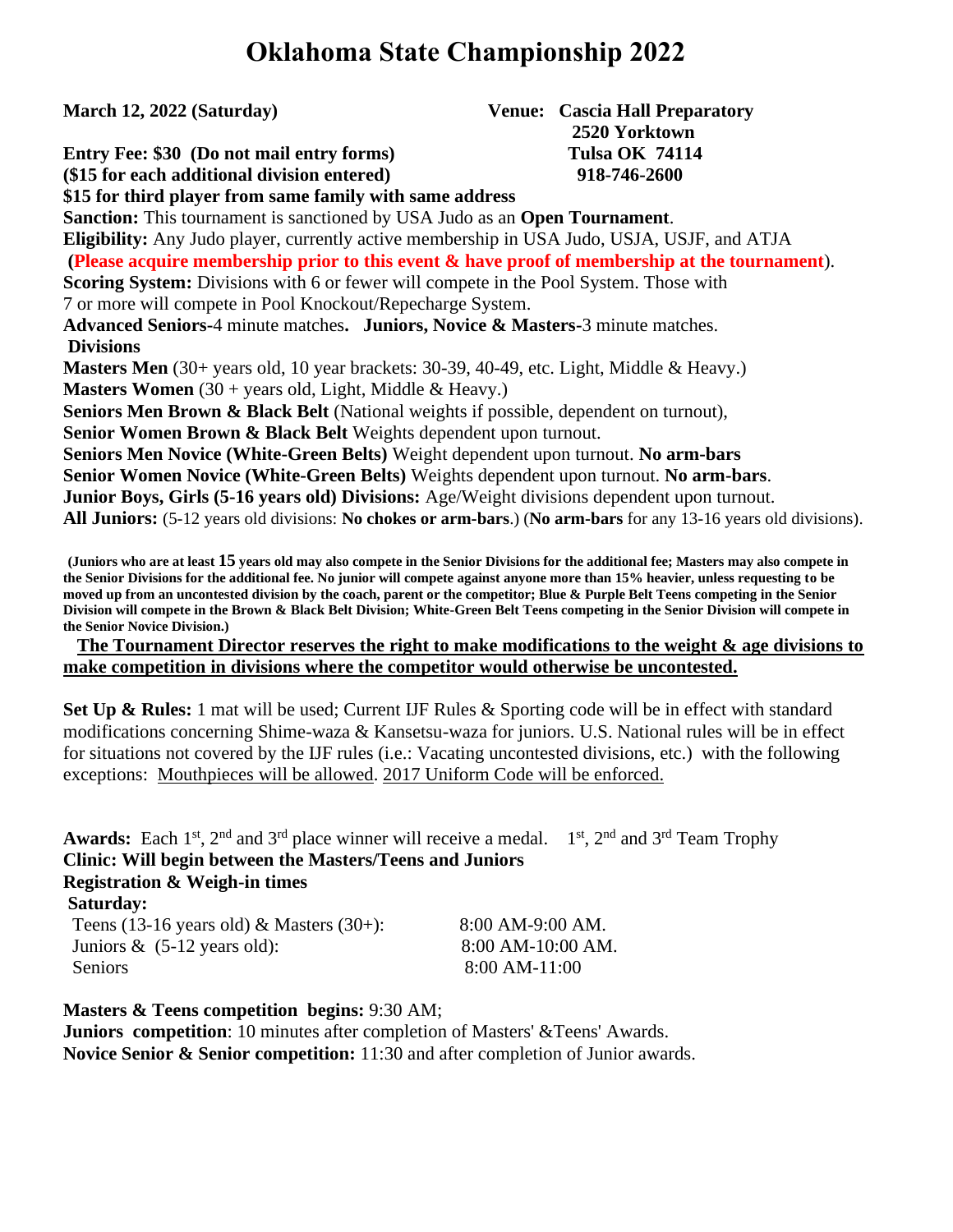# Oklahoma State Championship 2022

**March 12, 2022 (Saturday)**

**Venue: Cascia Hall Preparatory**
**2520 Yorktown**
**Tulsa OK 74114**
**918-746-2600**

**Entry Fee: $30 (Do not mail entry forms)**
**($15 for each additional division entered)**
**$15 for third player from same family with same address**

**Sanction:** This tournament is sanctioned by USA Judo as an **Open Tournament**.

**Eligibility:** Any Judo player, currently active membership in USA Judo, USJA, USJF, and ATJA
**(Please acquire membership prior to this event & have proof of membership at the tournament)**.

**Scoring System:** Divisions with 6 or fewer will compete in the Pool System. Those with 7 or more will compete in Pool Knockout/Repecharge System.

**Advanced Seniors-**4 minute matches**. Juniors, Novice & Masters-**3 minute matches.

**Divisions**

**Masters Men** (30+ years old, 10 year brackets: 30-39, 40-49, etc. Light, Middle & Heavy.)
**Masters Women** (30 + years old, Light, Middle & Heavy.)
**Seniors Men Brown & Black Belt** (National weights if possible, dependent on turnout),
**Senior Women Brown & Black Belt** Weights dependent upon turnout.
**Seniors Men Novice (White-Green Belts)** Weight dependent upon turnout. **No arm-bars**
**Senior Women Novice (White-Green Belts)** Weights dependent upon turnout. **No arm-bars**.
**Junior Boys, Girls (5-16 years old) Divisions:** Age/Weight divisions dependent upon turnout.
**All Juniors:** (5-12 years old divisions: **No chokes or arm-bars**.) (**No arm-bars** for any 13-16 years old divisions).

**(Juniors who are at least 15 years old may also compete in the Senior Divisions for the additional fee; Masters may also compete in the Senior Divisions for the additional fee. No junior will compete against anyone more than 15% heavier, unless requesting to be moved up from an uncontested division by the coach, parent or the competitor; Blue & Purple Belt Teens competing in the Senior Division will compete in the Brown & Black Belt Division; White-Green Belt Teens competing in the Senior Division will compete in the Senior Novice Division.)**

**The Tournament Director reserves the right to make modifications to the weight & age divisions to make competition in divisions where the competitor would otherwise be uncontested.**

**Set Up & Rules:** 1 mat will be used; Current IJF Rules & Sporting code will be in effect with standard modifications concerning Shime-waza & Kansetsu-waza for juniors. U.S. National rules will be in effect for situations not covered by the IJF rules (i.e.: Vacating uncontested divisions, etc.) with the following exceptions: Mouthpieces will be allowed. 2017 Uniform Code will be enforced.

**Awards:** Each 1st, 2nd and 3rd place winner will receive a medal. 1st, 2nd and 3rd Team Trophy

**Clinic: Will begin between the Masters/Teens and Juniors**

**Registration & Weigh-in times**

**Saturday:**

| | |
|---|---|
| Teens (13-16 years old) & Masters (30+): | 8:00 AM-9:00 AM. |
| Juniors & (5-12 years old): | 8:00 AM-10:00 AM. |
| Seniors | 8:00 AM-11:00 |

**Masters & Teens competition begins:** 9:30 AM;
**Juniors competition**: 10 minutes after completion of Masters' &Teens' Awards.
**Novice Senior & Senior competition:** 11:30 and after completion of Junior awards.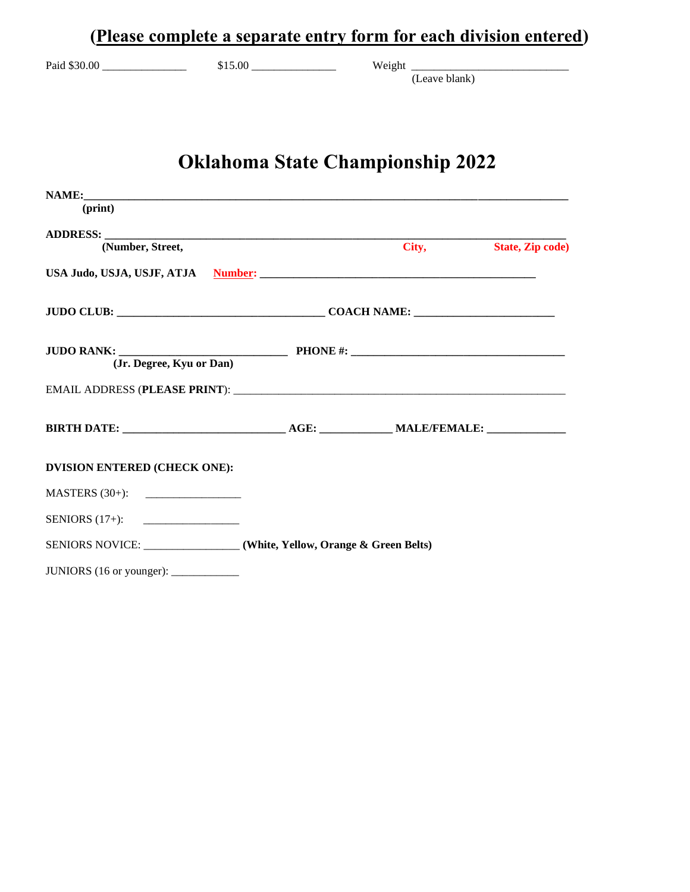**(Please complete a separate entry form for each division entered)**

Paid $30.00 _______________ $15.00 _______________ Weight ____________________________
(Leave blank)

# Oklahoma State Championship 2022

**NAME:** ______________________________________________________________________________
**(print)**

**ADDRESS:** ____________________________________________________________________________
**(Number, Street, City, State, Zip code)**

**USA Judo, USJA, USJF, ATJA** **Number:** __________________________________________________

**JUDO CLUB:** _____________________________________ **COACH NAME:** _________________________

**JUDO RANK:** _____________________________ **PHONE #:** ______________________________________
**(Jr. Degree, Kyu or Dan)**

EMAIL ADDRESS (**PLEASE PRINT**): ______________________________________________________________

**BIRTH DATE:** ____________________________ **AGE:** ____________ **MALE/FEMALE:** ______________

**DVISION ENTERED (CHECK ONE):**

MASTERS (30+): _________________

SENIORS (17+): _________________

SENIORS NOVICE: _________________ **(White, Yellow, Orange & Green Belts)**

JUNIORS (16 or younger): ____________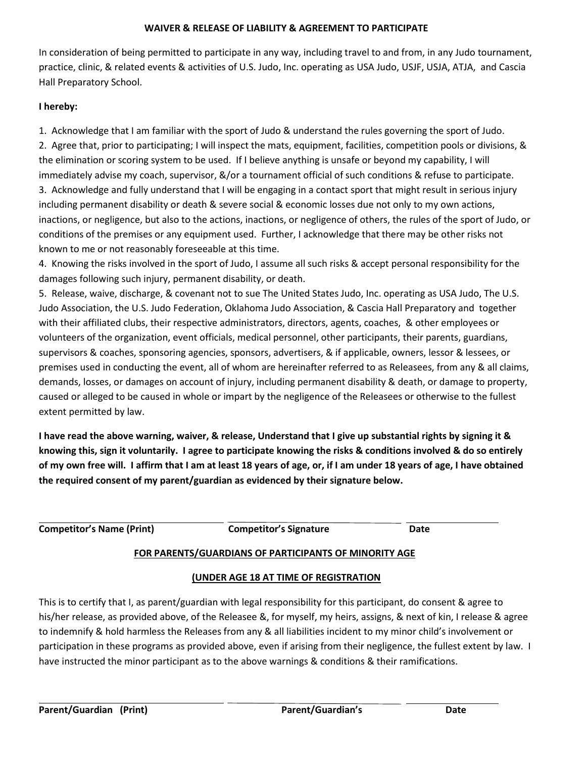## WAIVER & RELEASE OF LIABILITY & AGREEMENT TO PARTICIPATE

In consideration of being permitted to participate in any way, including travel to and from, in any Judo tournament, practice, clinic, & related events & activities of U.S. Judo, Inc. operating as USA Judo, USJF, USJA, ATJA, and Cascia Hall Preparatory School.

**I hereby:**

1. Acknowledge that I am familiar with the sport of Judo & understand the rules governing the sport of Judo.
2. Agree that, prior to participating; I will inspect the mats, equipment, facilities, competition pools or divisions, & the elimination or scoring system to be used. If I believe anything is unsafe or beyond my capability, I will immediately advise my coach, supervisor, &/or a tournament official of such conditions & refuse to participate.
3. Acknowledge and fully understand that I will be engaging in a contact sport that might result in serious injury including permanent disability or death & severe social & economic losses due not only to my own actions, inactions, or negligence, but also to the actions, inactions, or negligence of others, the rules of the sport of Judo, or conditions of the premises or any equipment used. Further, I acknowledge that there may be other risks not known to me or not reasonably foreseeable at this time.
4. Knowing the risks involved in the sport of Judo, I assume all such risks & accept personal responsibility for the damages following such injury, permanent disability, or death.
5. Release, waive, discharge, & covenant not to sue The United States Judo, Inc. operating as USA Judo, The U.S. Judo Association, the U.S. Judo Federation, Oklahoma Judo Association, & Cascia Hall Preparatory and together with their affiliated clubs, their respective administrators, directors, agents, coaches, & other employees or volunteers of the organization, event officials, medical personnel, other participants, their parents, guardians, supervisors & coaches, sponsoring agencies, sponsors, advertisers, & if applicable, owners, lessor & lessees, or premises used in conducting the event, all of whom are hereinafter referred to as Releasees, from any & all claims, demands, losses, or damages on account of injury, including permanent disability & death, or damage to property, caused or alleged to be caused in whole or impart by the negligence of the Releasees or otherwise to the fullest extent permitted by law.

**I have read the above warning, waiver, & release, Understand that I give up substantial rights by signing it & knowing this, sign it voluntarily. I agree to participate knowing the risks & conditions involved & do so entirely of my own free will. I affirm that I am at least 18 years of age, or, if I am under 18 years of age, I have obtained the required consent of my parent/guardian as evidenced by their signature below.**

| | | |
|---|---|---|
| **Competitor's Name (Print)** | **Competitor's Signature** | **Date** |

**FOR PARENTS/GUARDIANS OF PARTICIPANTS OF MINORITY AGE**

**(UNDER AGE 18 AT TIME OF REGISTRATION**

This is to certify that I, as parent/guardian with legal responsibility for this participant, do consent & agree to his/her release, as provided above, of the Releasee &, for myself, my heirs, assigns, & next of kin, I release & agree to indemnify & hold harmless the Releases from any & all liabilities incident to my minor child's involvement or participation in these programs as provided above, even if arising from their negligence, the fullest extent by law. I have instructed the minor participant as to the above warnings & conditions & their ramifications.

| | | |
|---|---|---|
| **Parent/Guardian (Print)** | **Parent/Guardian's** | **Date** |